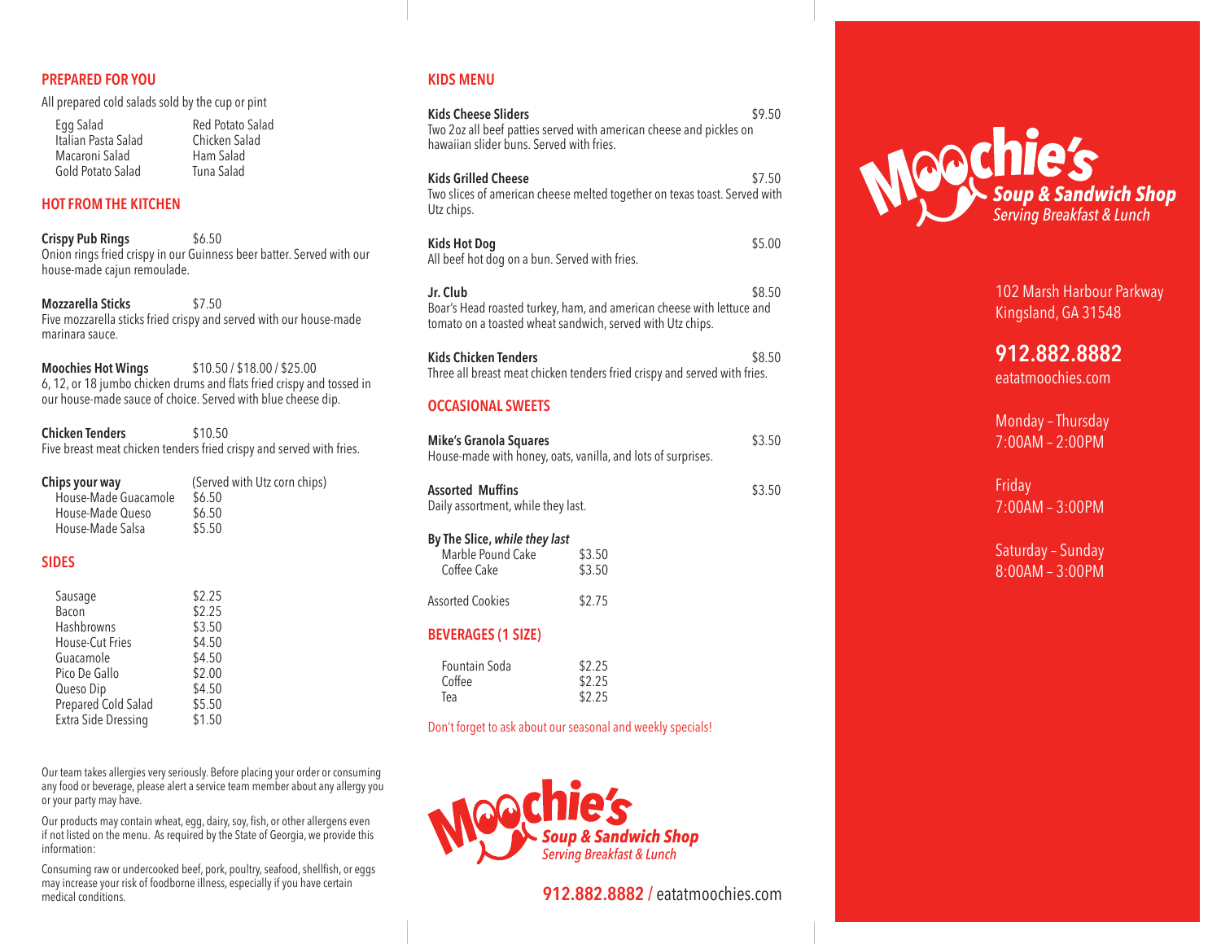## PREPARED FOR YOU

All prepared cold salads sold by the cup or pint

- Egg Salad
- Italian Pasta Salad
- Macaroni Salad
- Gold Potato Salad
- Red Potato Salad
- Chicken Salad
- Ham Salad
- Tuna Salad

## HOT FROM THE KITCHEN

**Crispy Pub Rings** $6.50
Onion rings fried crispy in our Guinness beer batter. Served with our house-made cajun remoulade.

**Mozzarella Sticks** $7.50
Five mozzarella sticks fried crispy and served with our house-made marinara sauce.

**Moochies Hot Wings** $10.50 / $18.00 / $25.00
6, 12, or 18 jumbo chicken drums and flats fried crispy and tossed in our house-made sauce of choice. Served with blue cheese dip.

**Chicken Tenders** $10.50
Five breast meat chicken tenders fried crispy and served with fries.

**Chips your way** (Served with Utz corn chips)

| | |
|---|---|
| House-Made Guacamole | $6.50 |
| House-Made Queso | $6.50 |
| House-Made Salsa | $5.50 |

## SIDES

| | |
|---|---|
| Sausage | $2.25 |
| Bacon | $2.25 |
| Hashbrowns | $3.50 |
| House-Cut Fries | $4.50 |
| Guacamole | $4.50 |
| Pico De Gallo | $2.00 |
| Queso Dip | $4.50 |
| Prepared Cold Salad | $5.50 |
| Extra Side Dressing | $1.50 |

Our team takes allergies very seriously. Before placing your order or consuming any food or beverage, please alert a service team member about any allergy you or your party may have.

Our products may contain wheat, egg, dairy, soy, fish, or other allergens even if not listed on the menu. As required by the State of Georgia, we provide this information:

Consuming raw or undercooked beef, pork, poultry, seafood, shellfish, or eggs may increase your risk of foodborne illness, especially if you have certain medical conditions.

## KIDS MENU

**Kids Cheese Sliders** $9.50
Two 2oz all beef patties served with american cheese and pickles on hawaiian slider buns. Served with fries.

**Kids Grilled Cheese** $7.50
Two slices of american cheese melted together on texas toast. Served with Utz chips.

**Kids Hot Dog** $5.00
All beef hot dog on a bun. Served with fries.

**Jr. Club** $8.50
Boar's Head roasted turkey, ham, and american cheese with lettuce and tomato on a toasted wheat sandwich, served with Utz chips.

**Kids Chicken Tenders** $8.50
Three all breast meat chicken tenders fried crispy and served with fries.

## OCCASIONAL SWEETS

**Mike's Granola Squares** $3.50
House-made with honey, oats, vanilla, and lots of surprises.

**Assorted Muffins** $3.50
Daily assortment, while they last.

**By The Slice, *while they last***

| | |
|---|---|
| Marble Pound Cake | $3.50 |
| Coffee Cake | $3.50 |

Assorted Cookies $2.75

## BEVERAGES (1 SIZE)

| | |
|---|---|
| Fountain Soda | $2.25 |
| Coffee | $2.25 |
| Tea | $2.25 |

Don't forget to ask about our seasonal and weekly specials!

**Moochie's** Soup & Sandwich Shop
*Serving Breakfast & Lunch*

**912.882.8882** / eatatmoochies.com

# Moochie's

**Soup & Sandwich Shop**
*Serving Breakfast & Lunch*

102 Marsh Harbour Parkway
Kingsland, GA 31548

**912.882.8882**
eatatmoochies.com

Monday – Thursday
7:00AM – 2:00PM

Friday
7:00AM – 3:00PM

Saturday – Sunday
8:00AM – 3:00PM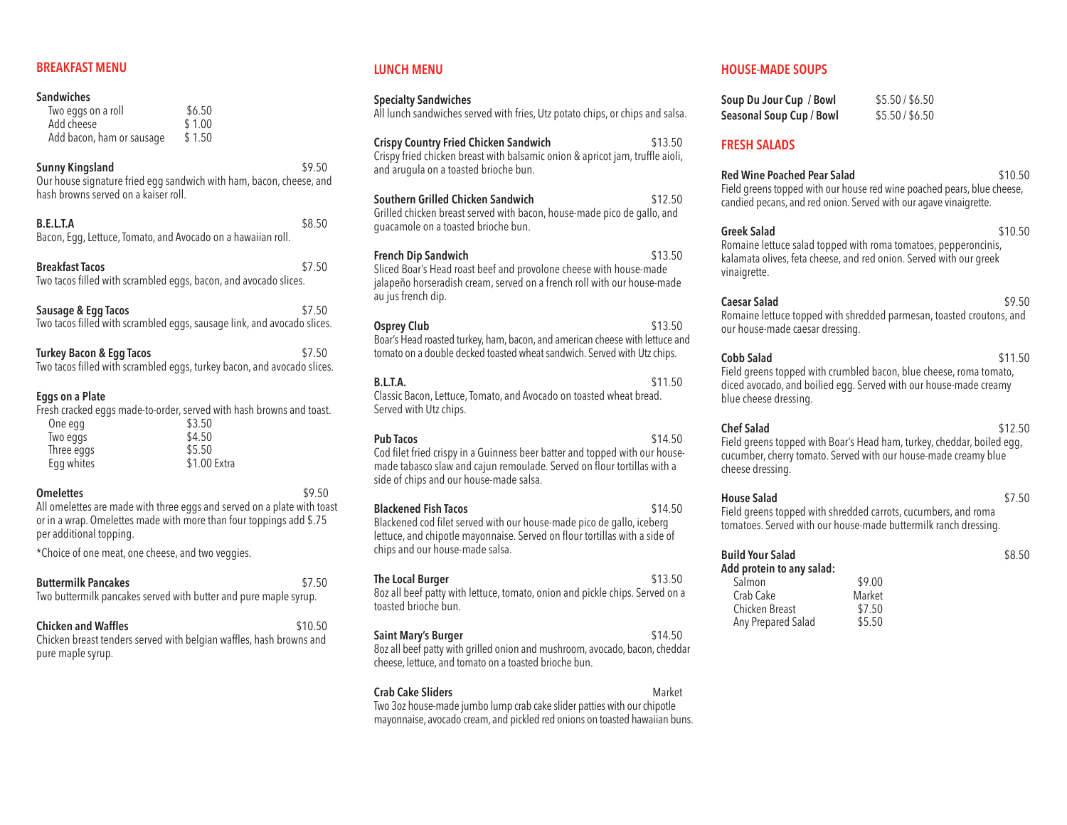## BREAKFAST MENU

### Sandwiches

| | |
|---|---|
| Two eggs on a roll | $6.50 |
| Add cheese | $ 1.00 |
| Add bacon, ham or sausage | $ 1.50 |

**Sunny Kingsland** $9.50
Our house signature fried egg sandwich with ham, bacon, cheese, and hash browns served on a kaiser roll.

**B.E.L.T.A** $8.50
Bacon, Egg, Lettuce, Tomato, and Avocado on a hawaiian roll.

**Breakfast Tacos** $7.50
Two tacos filled with scrambled eggs, bacon, and avocado slices.

**Sausage & Egg Tacos** $7.50
Two tacos filled with scrambled eggs, sausage link, and avocado slices.

**Turkey Bacon & Egg Tacos** $7.50
Two tacos filled with scrambled eggs, turkey bacon, and avocado slices.

**Eggs on a Plate**
Fresh cracked eggs made-to-order, served with hash browns and toast.

| | |
|---|---|
| One egg | $3.50 |
| Two eggs | $4.50 |
| Three eggs | $5.50 |
| Egg whites | $1.00 Extra |

**Omelettes** $9.50
All omelettes are made with three eggs and served on a plate with toast or in a wrap. Omelettes made with more than four toppings add $.75 per additional topping.

*Choice of one meat, one cheese, and two veggies.

**Buttermilk Pancakes** $7.50
Two buttermilk pancakes served with butter and pure maple syrup.

**Chicken and Waffles** $10.50
Chicken breast tenders served with belgian waffles, hash browns and pure maple syrup.

## LUNCH MENU

### Specialty Sandwiches
All lunch sandwiches served with fries, Utz potato chips, or chips and salsa.

**Crispy Country Fried Chicken Sandwich** $13.50
Crispy fried chicken breast with balsamic onion & apricot jam, truffle aioli, and arugula on a toasted brioche bun.

**Southern Grilled Chicken Sandwich** $12.50
Grilled chicken breast served with bacon, house-made pico de gallo, and guacamole on a toasted brioche bun.

**French Dip Sandwich** $13.50
Sliced Boar's Head roast beef and provolone cheese with house-made jalapeño horseradish cream, served on a french roll with our house-made au jus french dip.

**Osprey Club** $13.50
Boar's Head roasted turkey, ham, bacon, and american cheese with lettuce and tomato on a double decked toasted wheat sandwich. Served with Utz chips.

**B.L.T.A.** $11.50
Classic Bacon, Lettuce, Tomato, and Avocado on toasted wheat bread. Served with Utz chips.

**Pub Tacos** $14.50
Cod filet fried crispy in a Guinness beer batter and topped with our house-made tabasco slaw and cajun remoulade. Served on flour tortillas with a side of chips and our house-made salsa.

**Blackened Fish Tacos** $14.50
Blackened cod filet served with our house-made pico de gallo, iceberg lettuce, and chipotle mayonnaise. Served on flour tortillas with a side of chips and our house-made salsa.

**The Local Burger** $13.50
8oz all beef patty with lettuce, tomato, onion and pickle chips. Served on a toasted brioche bun.

**Saint Mary's Burger** $14.50
8oz all beef patty with grilled onion and mushroom, avocado, bacon, cheddar cheese, lettuce, and tomato on a toasted brioche bun.

**Crab Cake Sliders** Market
Two 3oz house-made jumbo lump crab cake slider patties with our chipotle mayonnaise, avocado cream, and pickled red onions on toasted hawaiian buns.

## HOUSE-MADE SOUPS

| | |
|---|---|
| **Soup Du Jour Cup / Bowl** | $5.50 / $6.50 |
| **Seasonal Soup Cup / Bowl** | $5.50 / $6.50 |

## FRESH SALADS

**Red Wine Poached Pear Salad** $10.50
Field greens topped with our house red wine poached pears, blue cheese, candied pecans, and red onion. Served with our agave vinaigrette.

**Greek Salad** $10.50
Romaine lettuce salad topped with roma tomatoes, pepperoncinis, kalamata olives, feta cheese, and red onion. Served with our greek vinaigrette.

**Caesar Salad** $9.50
Romaine lettuce topped with shredded parmesan, toasted croutons, and our house-made caesar dressing.

**Cobb Salad** $11.50
Field greens topped with crumbled bacon, blue cheese, roma tomato, diced avocado, and boilied egg. Served with our house-made creamy blue cheese dressing.

**Chef Salad** $12.50
Field greens topped with Boar's Head ham, turkey, cheddar, boiled egg, cucumber, cherry tomato. Served with our house-made creamy blue cheese dressing.

**House Salad** $7.50
Field greens topped with shredded carrots, cucumbers, and roma tomatoes. Served with our house-made buttermilk ranch dressing.

**Build Your Salad** $8.50

**Add protein to any salad:**

| | |
|---|---|
| Salmon | $9.00 |
| Crab Cake | Market |
| Chicken Breast | $7.50 |
| Any Prepared Salad | $5.50 |